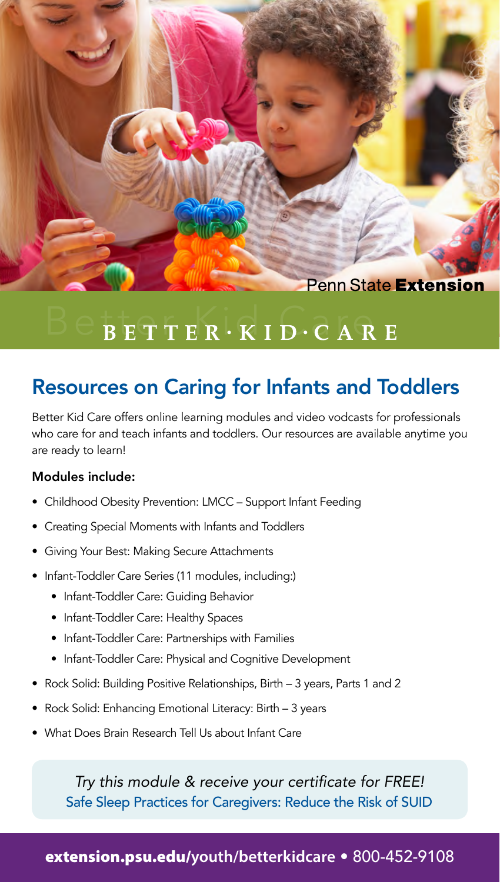Penn State **Extension**

# BETTER · KID · CARE

## Resources on Caring for Infants and Toddlers

Better Kid Care offers online learning modules and video vodcasts for professionals who care for and teach infants and toddlers. Our resources are available anytime you are ready to learn!

**Modules include:**

- Childhood Obesity Prevention: LMCC – Support Infant Feeding
- Creating Special Moments with Infants and Toddlers
- Giving Your Best: Making Secure Attachments
- Infant-Toddler Care Series (11 modules, including:)
  - Infant-Toddler Care: Guiding Behavior
  - Infant-Toddler Care: Healthy Spaces
  - Infant-Toddler Care: Partnerships with Families
  - Infant-Toddler Care: Physical and Cognitive Development
- Rock Solid: Building Positive Relationships, Birth – 3 years, Parts 1 and 2
- Rock Solid: Enhancing Emotional Literacy: Birth – 3 years
- What Does Brain Research Tell Us about Infant Care

*Try this module & receive your certificate for FREE!*
Safe Sleep Practices for Caregivers: Reduce the Risk of SUID

**extension.psu.edu**/youth/betterkidcare • 800-452-9108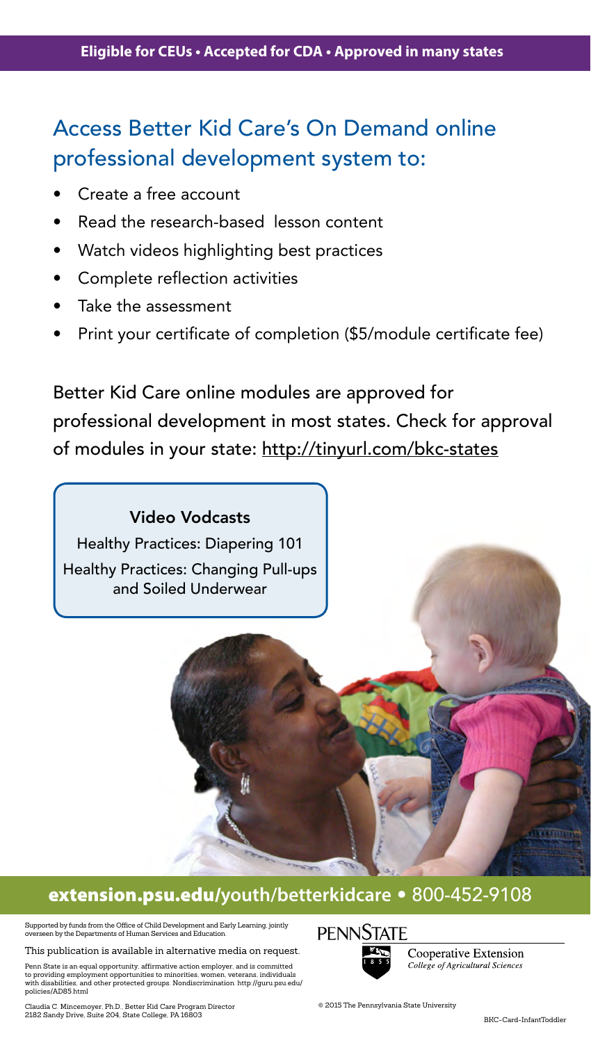**Eligible for CEUs • Accepted for CDA • Approved in many states**

## Access Better Kid Care's On Demand online professional development system to:

- Create a free account
- Read the research-based lesson content
- Watch videos highlighting best practices
- Complete reflection activities
- Take the assessment
- Print your certificate of completion ($5/module certificate fee)

Better Kid Care online modules are approved for professional development in most states. Check for approval of modules in your state: http://tinyurl.com/bkc-states

**Video Vodcasts**

Healthy Practices: Diapering 101

Healthy Practices: Changing Pull-ups and Soiled Underwear

**extension.psu.edu/youth/betterkidcare • 800-452-9108**

Supported by funds from the Office of Child Development and Early Learning, jointly overseen by the Departments of Human Services and Education.

This publication is available in alternative media on request.

Penn State is an equal opportunity, affirmative action employer, and is committed to providing employment opportunities to minorities, women, veterans, individuals with disabilities, and other protected groups. Nondiscrimination: http://guru.psu.edu/policies/AD85.html

Claudia C. Mincemoyer, Ph.D., Better Kid Care Program Director
2182 Sandy Drive, Suite 204, State College, PA 16803

PENNSTATE

Cooperative Extension
*College of Agricultural Sciences*

© 2015 The Pennsylvania State University

BKC-Card-InfantToddler